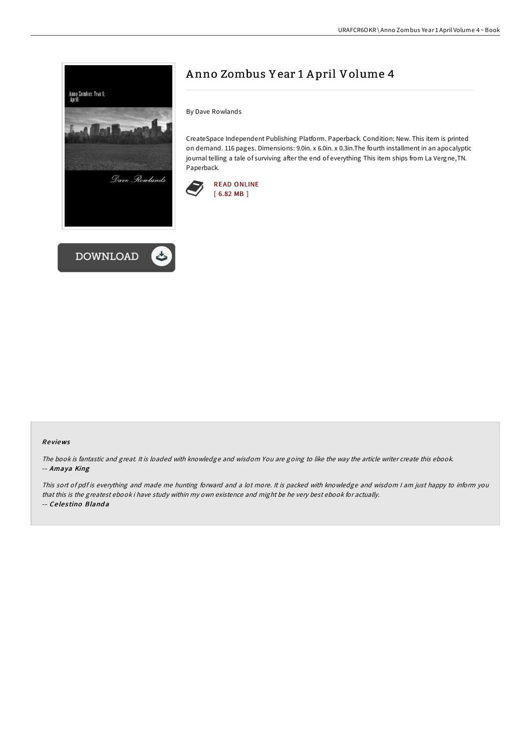# Anno Zombus Year 1 April Volume 4

By Dave Rowlands

CreateSpace Independent Publishing Platform. Paperback. Condition: New. This item is printed on demand. 116 pages. Dimensions: 9.0in. x 6.0in. x 0.3in.The fourth installment in an apocalyptic journal telling a tale of surviving after the end of everything This item ships from La Vergne,TN. Paperback.

READ ONLINE
[ 6.82 MB ]

DOWNLOAD

### Reviews

*The book is fantastic and great. It is loaded with knowledge and wisdom You are going to like the way the article writer create this ebook.*
-- ***Amaya King***

*This sort of pdf is everything and made me hunting forward and a lot more. It is packed with knowledge and wisdom I am just happy to inform you that this is the greatest ebook i have study within my own existence and might be he very best ebook for actually.*
-- ***Celestino Blanda***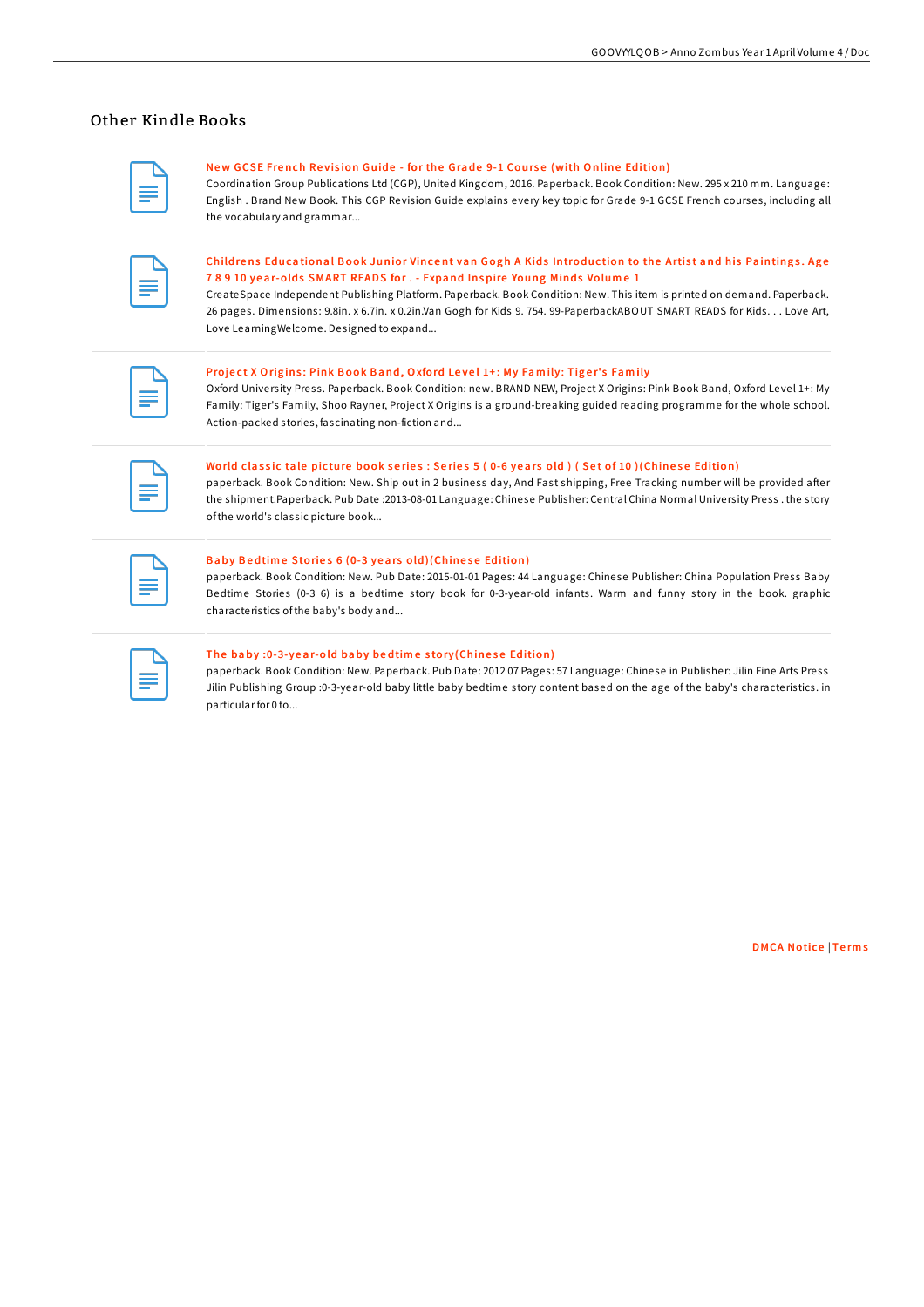## Other Kindle Books

### New GCSE French Revision Guide - for the Grade 9-1 Course (with Online Edition)

Coordination Group Publications Ltd (CGP), United Kingdom, 2016. Paperback. Book Condition: New. 295 x 210 mm. Language: English . Brand New Book. This CGP Revision Guide explains every key topic for Grade 9-1 GCSE French courses, including all the vocabulary and grammar...

### Childrens Educational Book Junior Vincent van Gogh A Kids Introduction to the Artist and his Paintings. Age 7 8 9 10 year-olds SMART READS for . - Expand Inspire Young Minds Volume 1

CreateSpace Independent Publishing Platform. Paperback. Book Condition: New. This item is printed on demand. Paperback. 26 pages. Dimensions: 9.8in. x 6.7in. x 0.2in.Van Gogh for Kids 9. 754. 99-PaperbackABOUT SMART READS for Kids. . . Love Art, Love LearningWelcome. Designed to expand...

### Project X Origins: Pink Book Band, Oxford Level 1+: My Family: Tiger's Family

Oxford University Press. Paperback. Book Condition: new. BRAND NEW, Project X Origins: Pink Book Band, Oxford Level 1+: My Family: Tiger's Family, Shoo Rayner, Project X Origins is a ground-breaking guided reading programme for the whole school. Action-packed stories, fascinating non-fiction and...

### World classic tale picture book series : Series 5 ( 0-6 years old ) ( Set of 10 )(Chinese Edition)

paperback. Book Condition: New. Ship out in 2 business day, And Fast shipping, Free Tracking number will be provided after the shipment.Paperback. Pub Date :2013-08-01 Language: Chinese Publisher: Central China Normal University Press . the story of the world's classic picture book...

### Baby Bedtime Stories 6 (0-3 years old)(Chinese Edition)

paperback. Book Condition: New. Pub Date: 2015-01-01 Pages: 44 Language: Chinese Publisher: China Population Press Baby Bedtime Stories (0-3 6) is a bedtime story book for 0-3-year-old infants. Warm and funny story in the book. graphic characteristics of the baby's body and...

### The baby :0-3-year-old baby bedtime story(Chinese Edition)

paperback. Book Condition: New. Paperback. Pub Date: 2012 07 Pages: 57 Language: Chinese in Publisher: Jilin Fine Arts Press Jilin Publishing Group :0-3-year-old baby little baby bedtime story content based on the age of the baby's characteristics. in particular for 0 to...

DMCA Notice | Terms